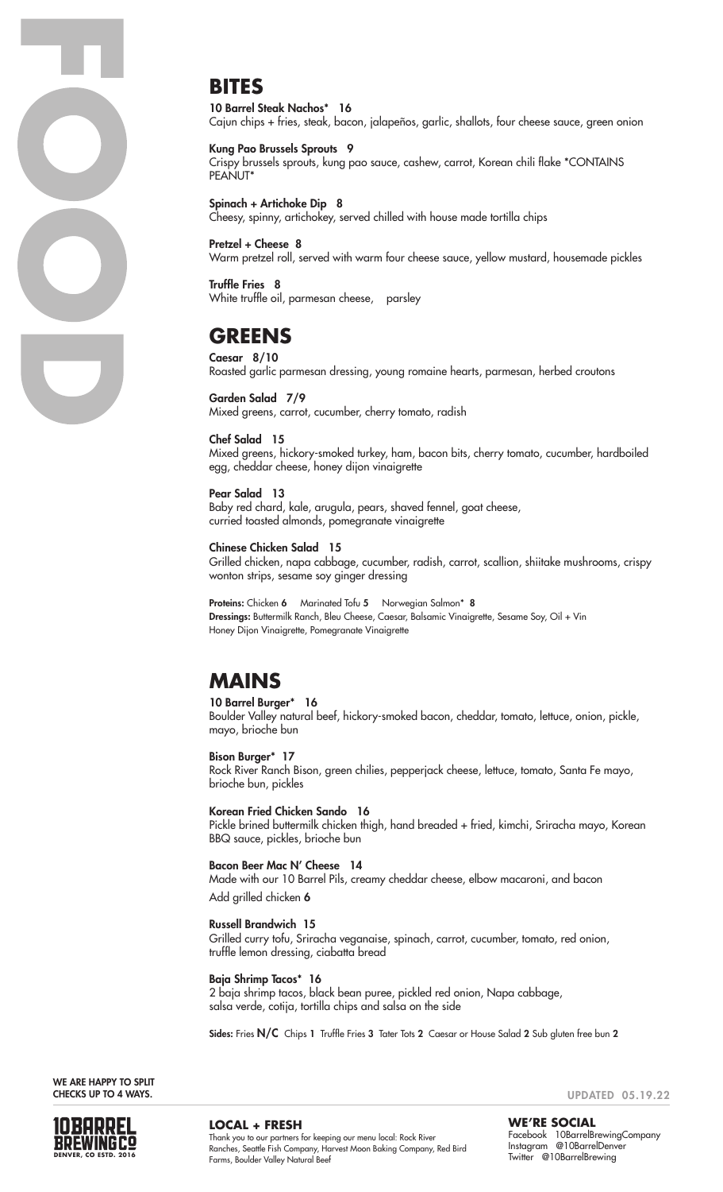# FOOD

## BITES

**10 Barrel Steak Nachos* 16**
Cajun chips + fries, steak, bacon, jalapeños, garlic, shallots, four cheese sauce, green onion

**Kung Pao Brussels Sprouts 9**
Crispy brussels sprouts, kung pao sauce, cashew, carrot, Korean chili flake *CONTAINS PEANUT*

**Spinach + Artichoke Dip 8**
Cheesy, spinny, artichokey, served chilled with house made tortilla chips

**Pretzel + Cheese 8**
Warm pretzel roll, served with warm four cheese sauce, yellow mustard, housemade pickles

**Truffle Fries 8**
White truffle oil, parmesan cheese, parsley

## GREENS

**Caesar 8/10**
Roasted garlic parmesan dressing, young romaine hearts, parmesan, herbed croutons

**Garden Salad 7/9**
Mixed greens, carrot, cucumber, cherry tomato, radish

**Chef Salad 15**
Mixed greens, hickory-smoked turkey, ham, bacon bits, cherry tomato, cucumber, hardboiled egg, cheddar cheese, honey dijon vinaigrette

**Pear Salad 13**
Baby red chard, kale, arugula, pears, shaved fennel, goat cheese, curried toasted almonds, pomegranate vinaigrette

**Chinese Chicken Salad 15**
Grilled chicken, napa cabbage, cucumber, radish, carrot, scallion, shiitake mushrooms, crispy wonton strips, sesame soy ginger dressing

**Proteins:** Chicken **6** Marinated Tofu **5** Norwegian Salmon* **8**
**Dressings:** Buttermilk Ranch, Bleu Cheese, Caesar, Balsamic Vinaigrette, Sesame Soy, Oil + Vin
Honey Dijon Vinaigrette, Pomegranate Vinaigrette

## MAINS

**10 Barrel Burger* 16**
Boulder Valley natural beef, hickory-smoked bacon, cheddar, tomato, lettuce, onion, pickle, mayo, brioche bun

**Bison Burger* 17**
Rock River Ranch Bison, green chilies, pepperjack cheese, lettuce, tomato, Santa Fe mayo, brioche bun, pickles

**Korean Fried Chicken Sando 16**
Pickle brined buttermilk chicken thigh, hand breaded + fried, kimchi, Sriracha mayo, Korean BBQ sauce, pickles, brioche bun

**Bacon Beer Mac N' Cheese 14**
Made with our 10 Barrel Pils, creamy cheddar cheese, elbow macaroni, and bacon
Add grilled chicken **6**

**Russell Brandwich 15**
Grilled curry tofu, Sriracha veganaise, spinach, carrot, cucumber, tomato, red onion, truffle lemon dressing, ciabatta bread

**Baja Shrimp Tacos* 16**
2 baja shrimp tacos, black bean puree, pickled red onion, Napa cabbage, salsa verde, cotija, tortilla chips and salsa on the side

**Sides:** Fries **N/C** Chips **1** Truffle Fries **3** Tater Tots **2** Caesar or House Salad **2** Sub gluten free bun **2**

**WE ARE HAPPY TO SPLIT CHECKS UP TO 4 WAYS.**

UPDATED 05.19.22

10 BARREL BREWING CO
DENVER, CO ESTD. 2016

### LOCAL + FRESH

Thank you to our partners for keeping our menu local: Rock River Ranches, Seattle Fish Company, Harvest Moon Baking Company, Red Bird Farms, Boulder Valley Natural Beef

### WE'RE SOCIAL

Facebook 10BarrelBrewingCompany
Instagram @10BarrelDenver
Twitter @10BarrelBrewing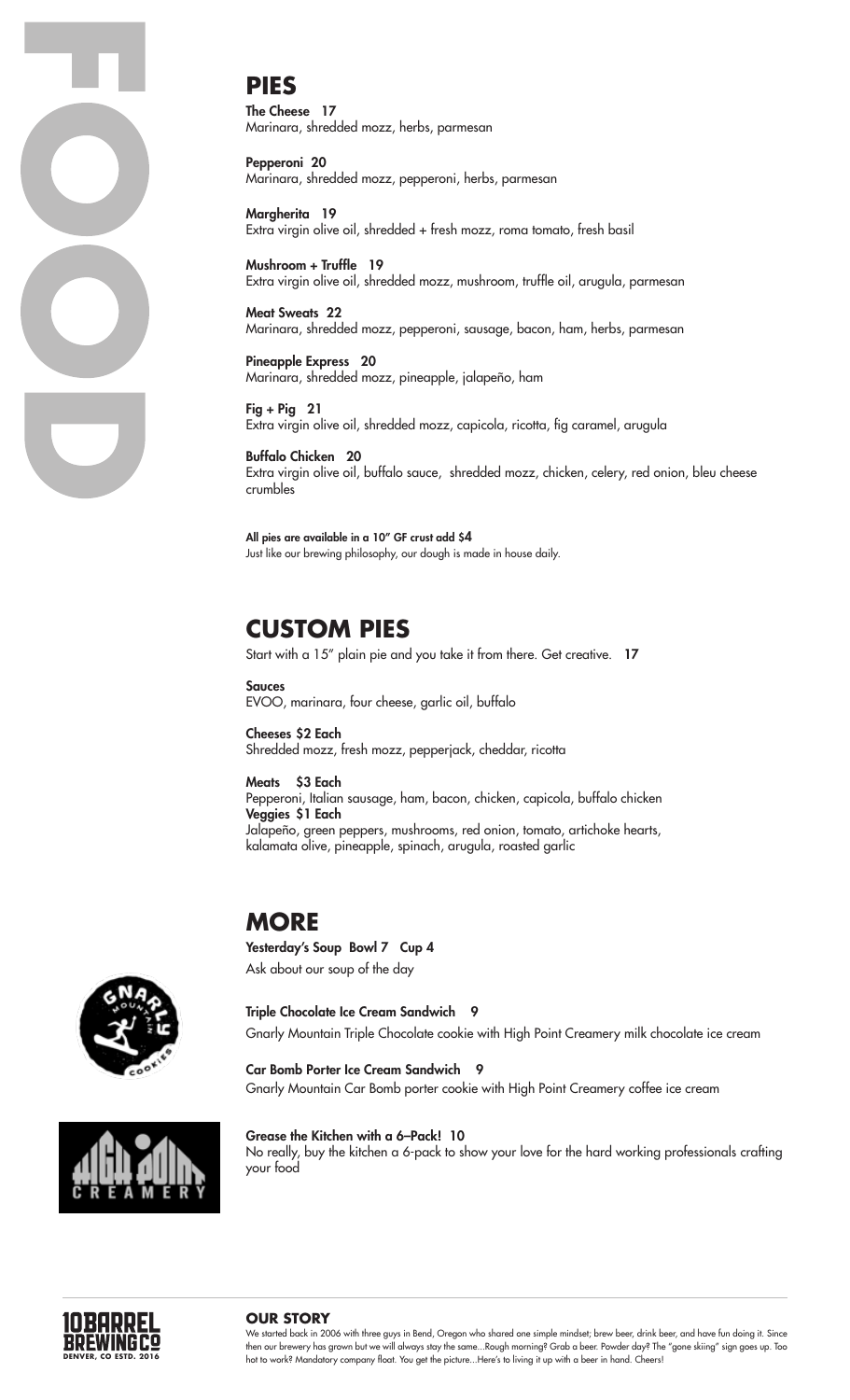FOOD

## PIES

**The Cheese 17**
Marinara, shredded mozz, herbs, parmesan

**Pepperoni 20**
Marinara, shredded mozz, pepperoni, herbs, parmesan

**Margherita 19**
Extra virgin olive oil, shredded + fresh mozz, roma tomato, fresh basil

**Mushroom + Truffle 19**
Extra virgin olive oil, shredded mozz, mushroom, truffle oil, arugula, parmesan

**Meat Sweats 22**
Marinara, shredded mozz, pepperoni, sausage, bacon, ham, herbs, parmesan

**Pineapple Express 20**
Marinara, shredded mozz, pineapple, jalapeño, ham

**Fig + Pig 21**
Extra virgin olive oil, shredded mozz, capicola, ricotta, fig caramel, arugula

**Buffalo Chicken 20**
Extra virgin olive oil, buffalo sauce, shredded mozz, chicken, celery, red onion, bleu cheese crumbles

**All pies are available in a 10" GF crust add $4**
Just like our brewing philosophy, our dough is made in house daily.

## CUSTOM PIES

Start with a 15" plain pie and you take it from there. Get creative. **17**

**Sauces**
EVOO, marinara, four cheese, garlic oil, buffalo

**Cheeses $2 Each**
Shredded mozz, fresh mozz, pepperjack, cheddar, ricotta

**Meats $3 Each**
Pepperoni, Italian sausage, ham, bacon, chicken, capicola, buffalo chicken

**Veggies $1 Each**
Jalapeño, green peppers, mushrooms, red onion, tomato, artichoke hearts, kalamata olive, pineapple, spinach, arugula, roasted garlic

## MORE

**Yesterday's Soup Bowl 7 Cup 4**
Ask about our soup of the day

**Triple Chocolate Ice Cream Sandwich 9**
Gnarly Mountain Triple Chocolate cookie with High Point Creamery milk chocolate ice cream

**Car Bomb Porter Ice Cream Sandwich 9**
Gnarly Mountain Car Bomb porter cookie with High Point Creamery coffee ice cream

**Grease the Kitchen with a 6–Pack! 10**
No really, buy the kitchen a 6-pack to show your love for the hard working professionals crafting your food

10 BARREL BREWING CO
DENVER, CO ESTD. 2016

### OUR STORY

We started back in 2006 with three guys in Bend, Oregon who shared one simple mindset; brew beer, drink beer, and have fun doing it. Since then our brewery has grown but we will always stay the same...Rough morning? Grab a beer. Powder day? The "gone skiing" sign goes up. Too hot to work? Mandatory company float. You get the picture...Here's to living it up with a beer in hand. Cheers!